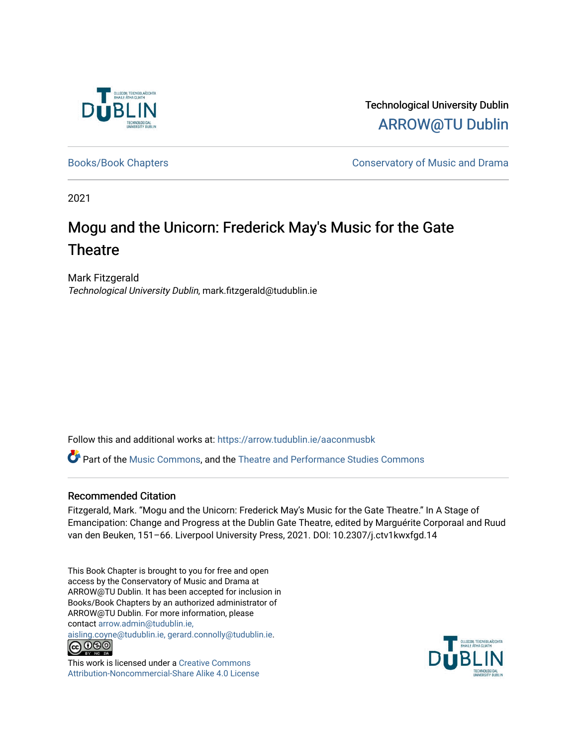Technological University Dublin

ARROW@TU Dublin

Books/Book Chapters

Conservatory of Music and Drama

2021

# Mogu and the Unicorn: Frederick May's Music for the Gate Theatre

Mark Fitzgerald

*Technological University Dublin*, mark.fitzgerald@tudublin.ie

Follow this and additional works at: https://arrow.tudublin.ie/aaconmusbk

Part of the Music Commons, and the Theatre and Performance Studies Commons

## Recommended Citation

Fitzgerald, Mark. "Mogu and the Unicorn: Frederick May's Music for the Gate Theatre." In A Stage of Emancipation: Change and Progress at the Dublin Gate Theatre, edited by Marguérite Corporaal and Ruud van den Beuken, 151–66. Liverpool University Press, 2021. DOI: 10.2307/j.ctv1kwxfgd.14

This Book Chapter is brought to you for free and open access by the Conservatory of Music and Drama at ARROW@TU Dublin. It has been accepted for inclusion in Books/Book Chapters by an authorized administrator of ARROW@TU Dublin. For more information, please contact arrow.admin@tudublin.ie, aisling.coyne@tudublin.ie, gerard.connolly@tudublin.ie.

This work is licensed under a Creative Commons Attribution-Noncommercial-Share Alike 4.0 License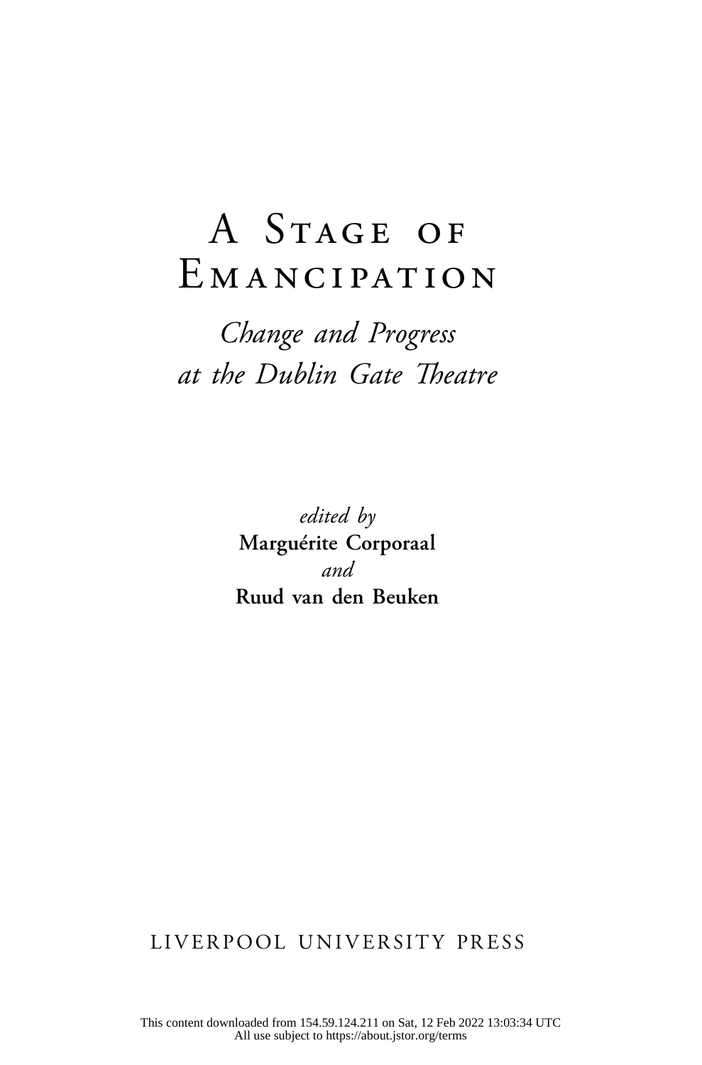# A Stage of Emancipation

*Change and Progress at the Dublin Gate Theatre*

*edited by*
**Marguérite Corporaal**
*and*
**Ruud van den Beuken**

LIVERPOOL UNIVERSITY PRESS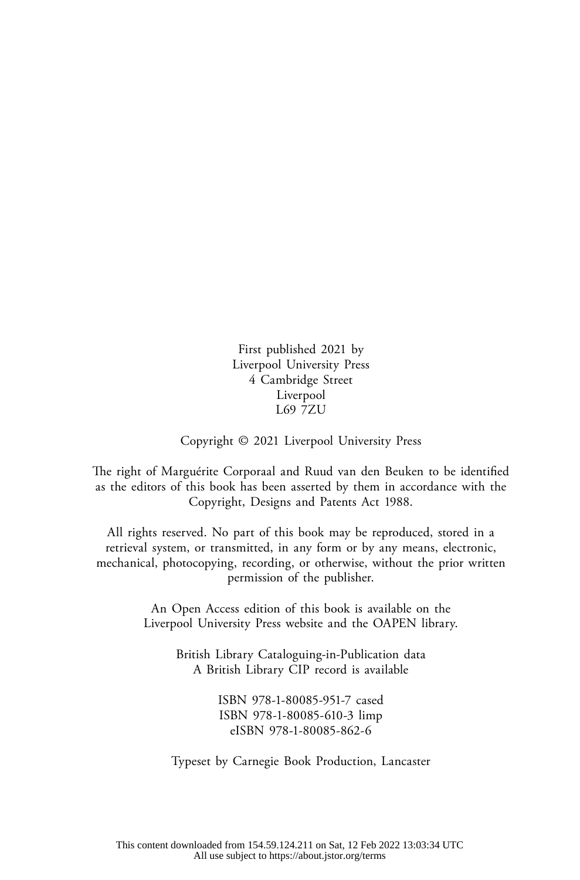First published 2021 by
Liverpool University Press
4 Cambridge Street
Liverpool
L69 7ZU

Copyright © 2021 Liverpool University Press

The right of Marguérite Corporaal and Ruud van den Beuken to be identified as the editors of this book has been asserted by them in accordance with the Copyright, Designs and Patents Act 1988.

All rights reserved. No part of this book may be reproduced, stored in a retrieval system, or transmitted, in any form or by any means, electronic, mechanical, photocopying, recording, or otherwise, without the prior written permission of the publisher.

An Open Access edition of this book is available on the Liverpool University Press website and the OAPEN library.

British Library Cataloguing-in-Publication data
A British Library CIP record is available

ISBN 978-1-80085-951-7 cased
ISBN 978-1-80085-610-3 limp
eISBN 978-1-80085-862-6

Typeset by Carnegie Book Production, Lancaster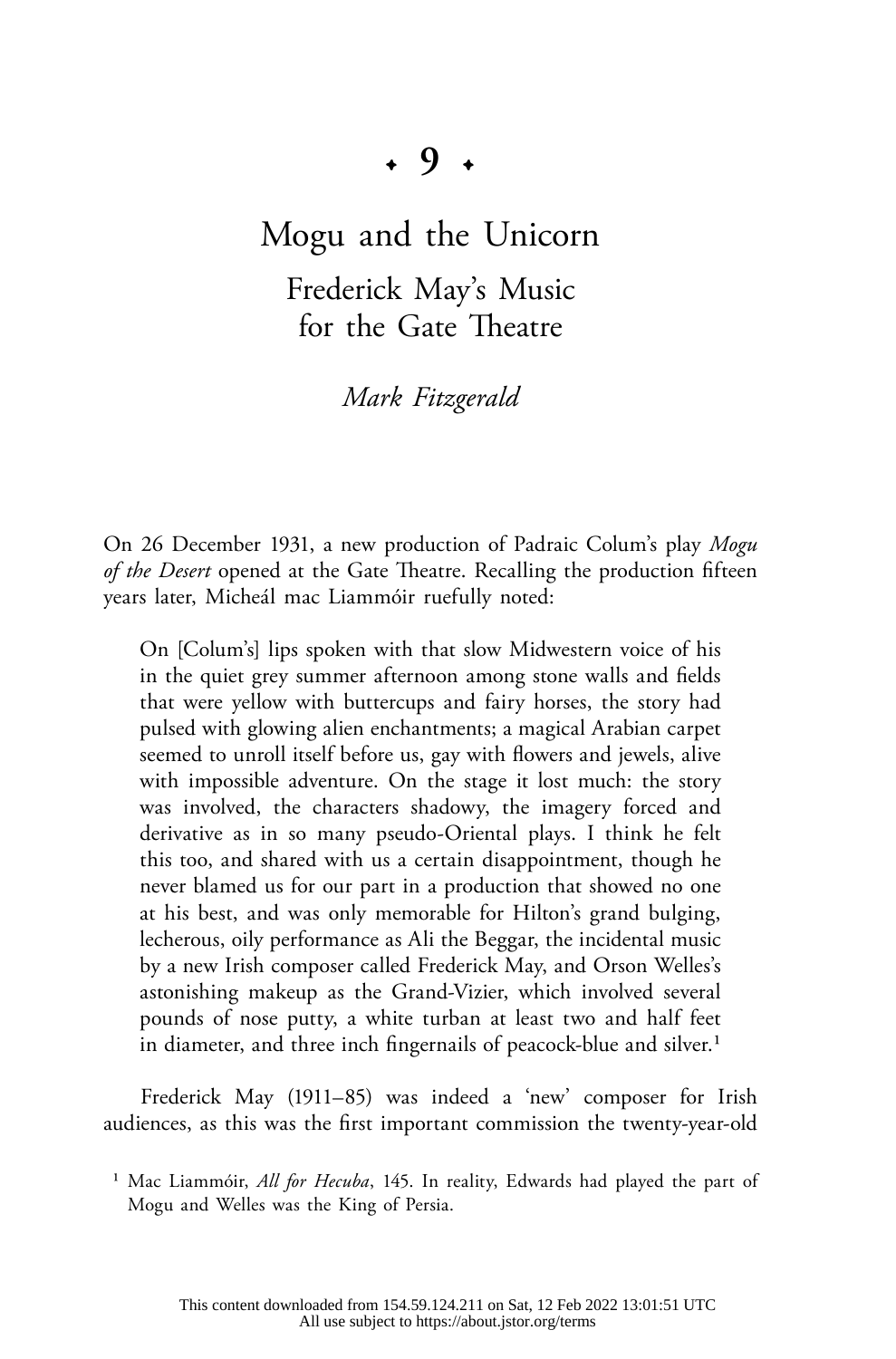# ✦ 9 ✦

# Mogu and the Unicorn

## Frederick May's Music for the Gate Theatre

*Mark Fitzgerald*

On 26 December 1931, a new production of Padraic Colum's play *Mogu of the Desert* opened at the Gate Theatre. Recalling the production fifteen years later, Micheál mac Liammóir ruefully noted:

> On [Colum's] lips spoken with that slow Midwestern voice of his in the quiet grey summer afternoon among stone walls and fields that were yellow with buttercups and fairy horses, the story had pulsed with glowing alien enchantments; a magical Arabian carpet seemed to unroll itself before us, gay with flowers and jewels, alive with impossible adventure. On the stage it lost much: the story was involved, the characters shadowy, the imagery forced and derivative as in so many pseudo-Oriental plays. I think he felt this too, and shared with us a certain disappointment, though he never blamed us for our part in a production that showed no one at his best, and was only memorable for Hilton's grand bulging, lecherous, oily performance as Ali the Beggar, the incidental music by a new Irish composer called Frederick May, and Orson Welles's astonishing makeup as the Grand-Vizier, which involved several pounds of nose putty, a white turban at least two and half feet in diameter, and three inch fingernails of peacock-blue and silver.[1]

Frederick May (1911–85) was indeed a 'new' composer for Irish audiences, as this was the first important commission the twenty-year-old

[1] Mac Liammóir, *All for Hecuba*, 145. In reality, Edwards had played the part of Mogu and Welles was the King of Persia.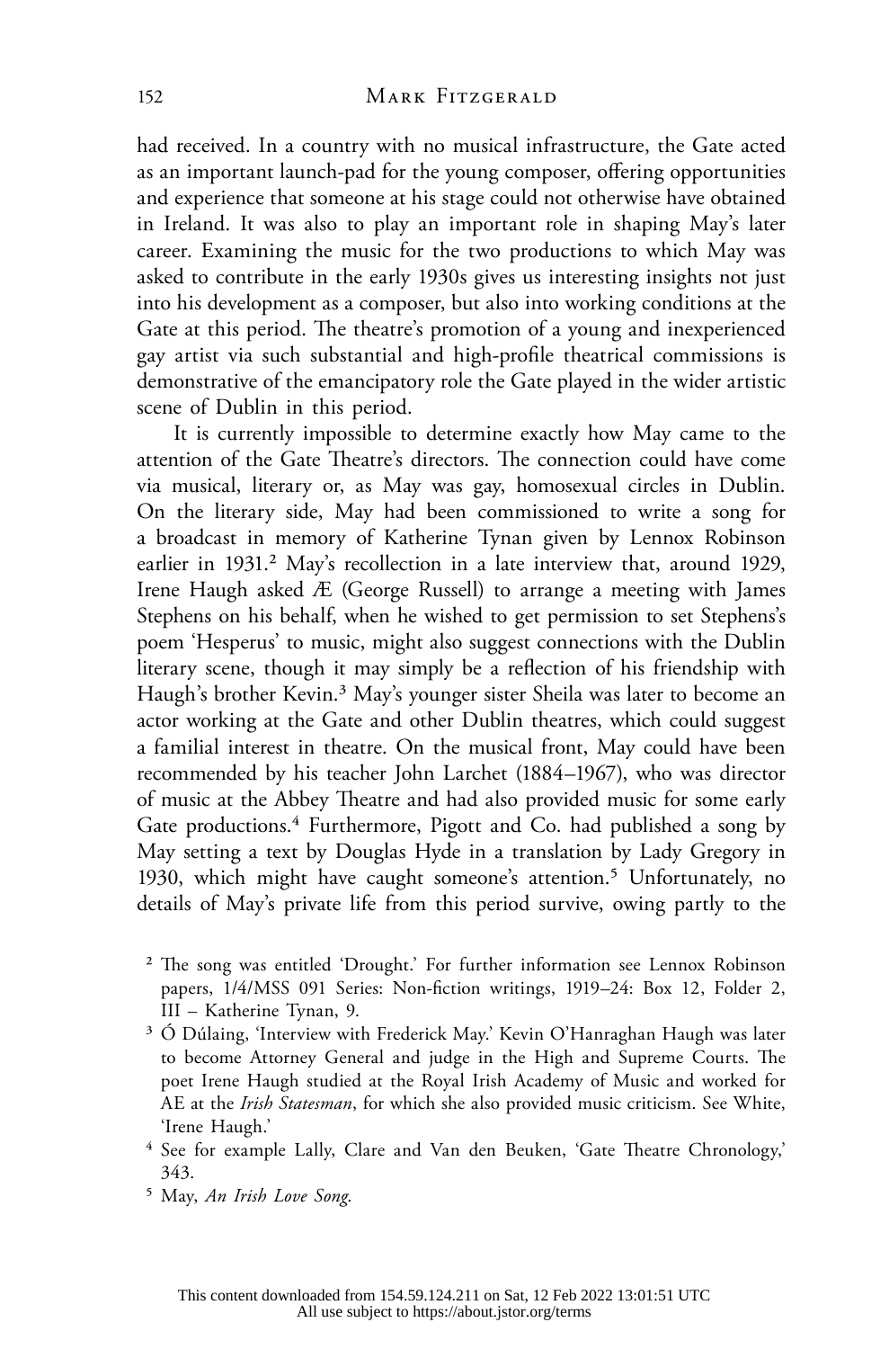had received. In a country with no musical infrastructure, the Gate acted as an important launch-pad for the young composer, offering opportunities and experience that someone at his stage could not otherwise have obtained in Ireland. It was also to play an important role in shaping May's later career. Examining the music for the two productions to which May was asked to contribute in the early 1930s gives us interesting insights not just into his development as a composer, but also into working conditions at the Gate at this period. The theatre's promotion of a young and inexperienced gay artist via such substantial and high-profile theatrical commissions is demonstrative of the emancipatory role the Gate played in the wider artistic scene of Dublin in this period.

It is currently impossible to determine exactly how May came to the attention of the Gate Theatre's directors. The connection could have come via musical, literary or, as May was gay, homosexual circles in Dublin. On the literary side, May had been commissioned to write a song for a broadcast in memory of Katherine Tynan given by Lennox Robinson earlier in 1931.[2] May's recollection in a late interview that, around 1929, Irene Haugh asked Æ (George Russell) to arrange a meeting with James Stephens on his behalf, when he wished to get permission to set Stephens's poem 'Hesperus' to music, might also suggest connections with the Dublin literary scene, though it may simply be a reflection of his friendship with Haugh's brother Kevin.[3] May's younger sister Sheila was later to become an actor working at the Gate and other Dublin theatres, which could suggest a familial interest in theatre. On the musical front, May could have been recommended by his teacher John Larchet (1884–1967), who was director of music at the Abbey Theatre and had also provided music for some early Gate productions.[4] Furthermore, Pigott and Co. had published a song by May setting a text by Douglas Hyde in a translation by Lady Gregory in 1930, which might have caught someone's attention.[5] Unfortunately, no details of May's private life from this period survive, owing partly to the

[2] The song was entitled 'Drought.' For further information see Lennox Robinson papers, 1/4/MSS 091 Series: Non-fiction writings, 1919–24: Box 12, Folder 2, III – Katherine Tynan, 9.

[3] Ó Dúlaing, 'Interview with Frederick May.' Kevin O'Hanraghan Haugh was later to become Attorney General and judge in the High and Supreme Courts. The poet Irene Haugh studied at the Royal Irish Academy of Music and worked for AE at the *Irish Statesman*, for which she also provided music criticism. See White, 'Irene Haugh.'

[4] See for example Lally, Clare and Van den Beuken, 'Gate Theatre Chronology,' 343.

[5] May, *An Irish Love Song*.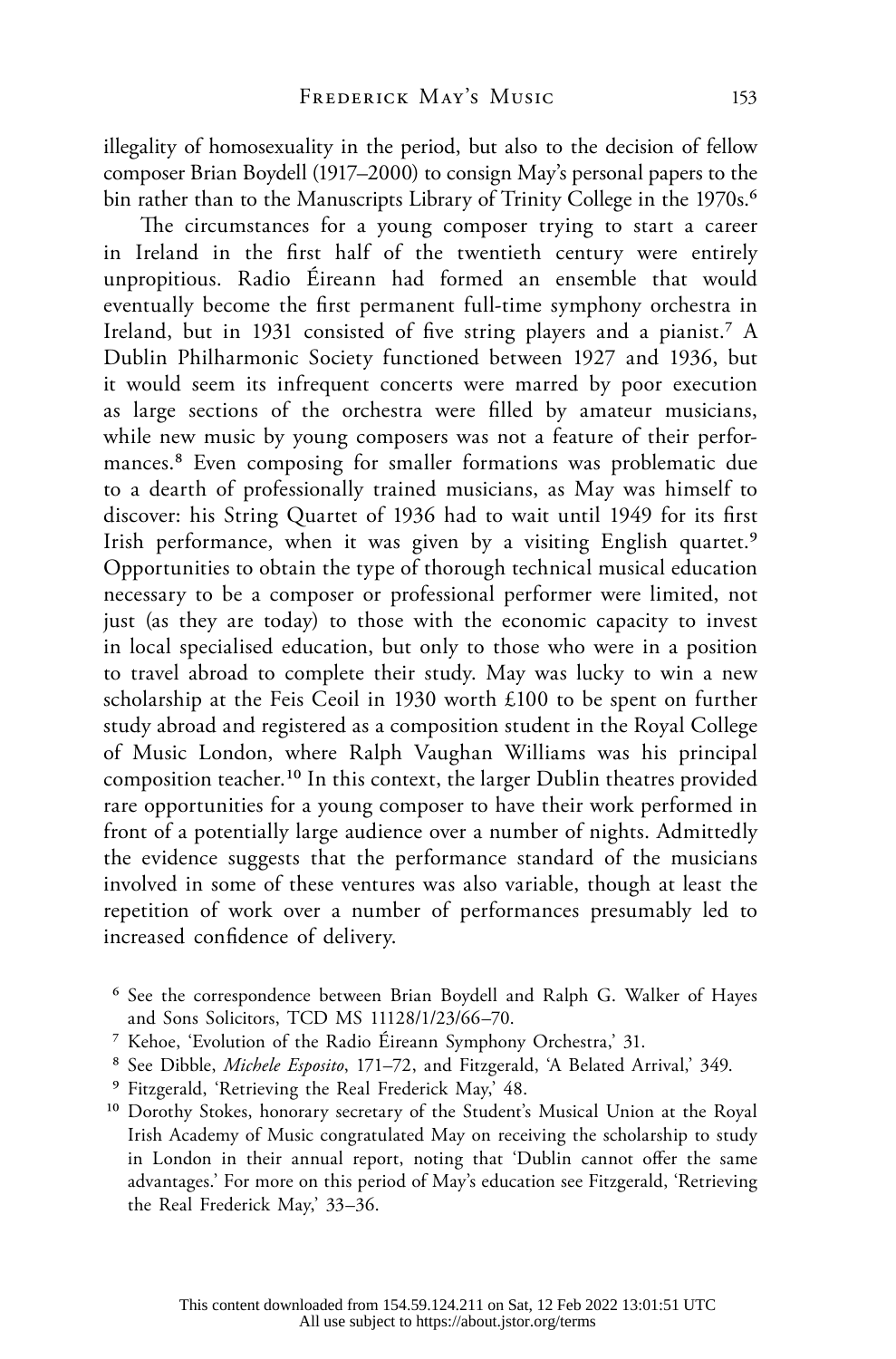illegality of homosexuality in the period, but also to the decision of fellow composer Brian Boydell (1917–2000) to consign May's personal papers to the bin rather than to the Manuscripts Library of Trinity College in the 1970s.[6]

The circumstances for a young composer trying to start a career in Ireland in the first half of the twentieth century were entirely unpropitious. Radio Éireann had formed an ensemble that would eventually become the first permanent full-time symphony orchestra in Ireland, but in 1931 consisted of five string players and a pianist.[7] A Dublin Philharmonic Society functioned between 1927 and 1936, but it would seem its infrequent concerts were marred by poor execution as large sections of the orchestra were filled by amateur musicians, while new music by young composers was not a feature of their performances.[8] Even composing for smaller formations was problematic due to a dearth of professionally trained musicians, as May was himself to discover: his String Quartet of 1936 had to wait until 1949 for its first Irish performance, when it was given by a visiting English quartet.[9] Opportunities to obtain the type of thorough technical musical education necessary to be a composer or professional performer were limited, not just (as they are today) to those with the economic capacity to invest in local specialised education, but only to those who were in a position to travel abroad to complete their study. May was lucky to win a new scholarship at the Feis Ceoil in 1930 worth £100 to be spent on further study abroad and registered as a composition student in the Royal College of Music London, where Ralph Vaughan Williams was his principal composition teacher.[10] In this context, the larger Dublin theatres provided rare opportunities for a young composer to have their work performed in front of a potentially large audience over a number of nights. Admittedly the evidence suggests that the performance standard of the musicians involved in some of these ventures was also variable, though at least the repetition of work over a number of performances presumably led to increased confidence of delivery.

[6] See the correspondence between Brian Boydell and Ralph G. Walker of Hayes and Sons Solicitors, TCD MS 11128/1/23/66–70.

[7] Kehoe, 'Evolution of the Radio Éireann Symphony Orchestra,' 31.

[8] See Dibble, *Michele Esposito*, 171–72, and Fitzgerald, 'A Belated Arrival,' 349.

[9] Fitzgerald, 'Retrieving the Real Frederick May,' 48.

[10] Dorothy Stokes, honorary secretary of the Student's Musical Union at the Royal Irish Academy of Music congratulated May on receiving the scholarship to study in London in their annual report, noting that 'Dublin cannot offer the same advantages.' For more on this period of May's education see Fitzgerald, 'Retrieving the Real Frederick May,' 33–36.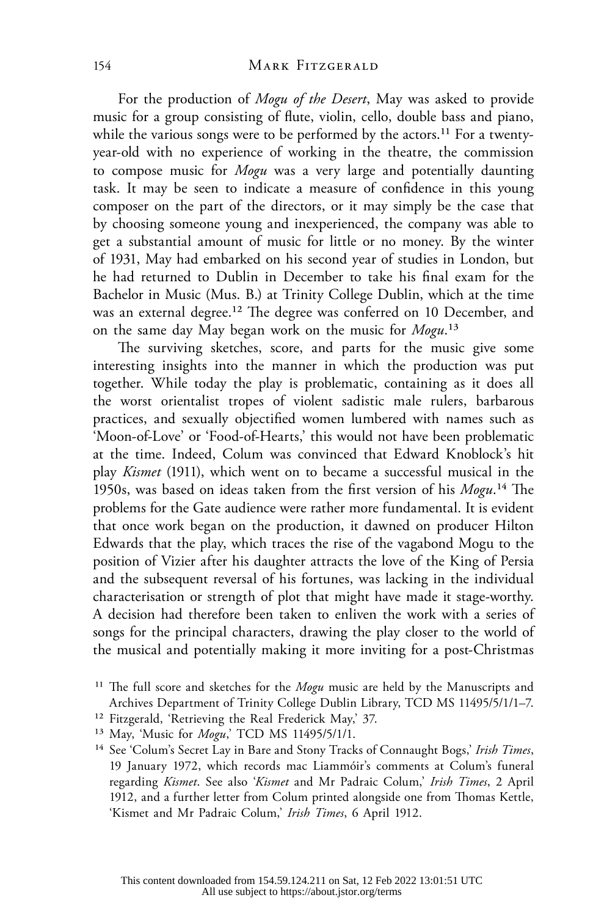For the production of *Mogu of the Desert*, May was asked to provide music for a group consisting of flute, violin, cello, double bass and piano, while the various songs were to be performed by the actors.[11] For a twenty-year-old with no experience of working in the theatre, the commission to compose music for *Mogu* was a very large and potentially daunting task. It may be seen to indicate a measure of confidence in this young composer on the part of the directors, or it may simply be the case that by choosing someone young and inexperienced, the company was able to get a substantial amount of music for little or no money. By the winter of 1931, May had embarked on his second year of studies in London, but he had returned to Dublin in December to take his final exam for the Bachelor in Music (Mus. B.) at Trinity College Dublin, which at the time was an external degree.[12] The degree was conferred on 10 December, and on the same day May began work on the music for *Mogu*.[13]

The surviving sketches, score, and parts for the music give some interesting insights into the manner in which the production was put together. While today the play is problematic, containing as it does all the worst orientalist tropes of violent sadistic male rulers, barbarous practices, and sexually objectified women lumbered with names such as 'Moon-of-Love' or 'Food-of-Hearts,' this would not have been problematic at the time. Indeed, Colum was convinced that Edward Knoblock's hit play *Kismet* (1911), which went on to became a successful musical in the 1950s, was based on ideas taken from the first version of his *Mogu*.[14] The problems for the Gate audience were rather more fundamental. It is evident that once work began on the production, it dawned on producer Hilton Edwards that the play, which traces the rise of the vagabond Mogu to the position of Vizier after his daughter attracts the love of the King of Persia and the subsequent reversal of his fortunes, was lacking in the individual characterisation or strength of plot that might have made it stage-worthy. A decision had therefore been taken to enliven the work with a series of songs for the principal characters, drawing the play closer to the world of the musical and potentially making it more inviting for a post-Christmas

[11] The full score and sketches for the *Mogu* music are held by the Manuscripts and Archives Department of Trinity College Dublin Library, TCD MS 11495/5/1/1–7.

[12] Fitzgerald, 'Retrieving the Real Frederick May,' 37.

[13] May, 'Music for *Mogu*,' TCD MS 11495/5/1/1.

[14] See 'Colum's Secret Lay in Bare and Stony Tracks of Connaught Bogs,' *Irish Times*, 19 January 1972, which records mac Liammóir's comments at Colum's funeral regarding *Kismet*. See also '*Kismet* and Mr Padraic Colum,' *Irish Times*, 2 April 1912, and a further letter from Colum printed alongside one from Thomas Kettle, 'Kismet and Mr Padraic Colum,' *Irish Times*, 6 April 1912.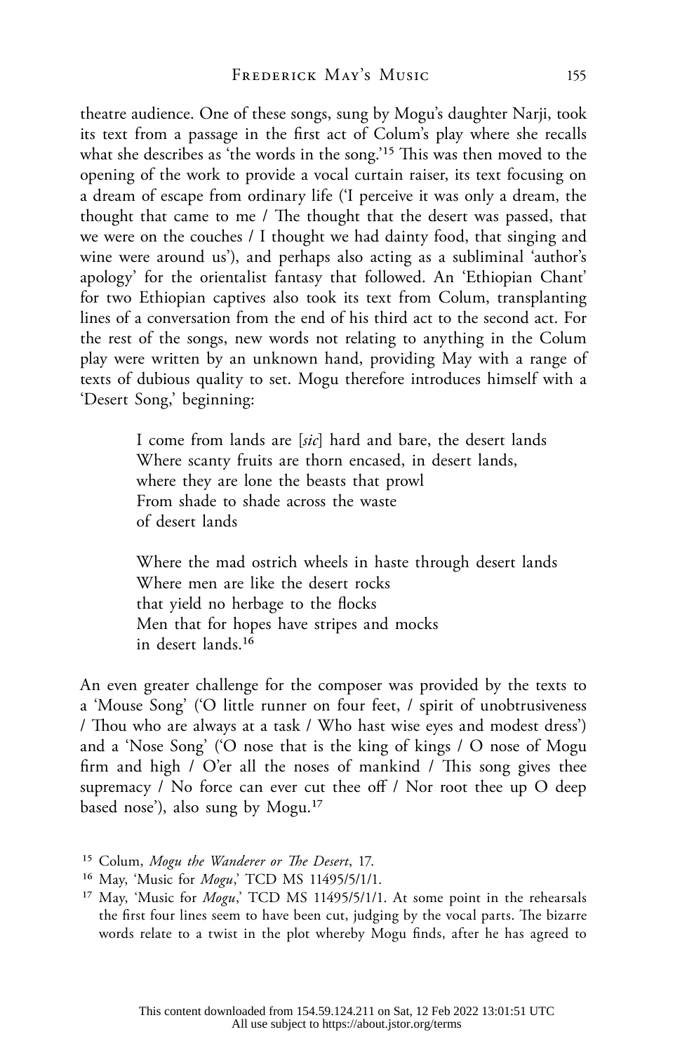theatre audience. One of these songs, sung by Mogu's daughter Narji, took its text from a passage in the first act of Colum's play where she recalls what she describes as 'the words in the song.'[15] This was then moved to the opening of the work to provide a vocal curtain raiser, its text focusing on a dream of escape from ordinary life ('I perceive it was only a dream, the thought that came to me / The thought that the desert was passed, that we were on the couches / I thought we had dainty food, that singing and wine were around us'), and perhaps also acting as a subliminal 'author's apology' for the orientalist fantasy that followed. An 'Ethiopian Chant' for two Ethiopian captives also took its text from Colum, transplanting lines of a conversation from the end of his third act to the second act. For the rest of the songs, new words not relating to anything in the Colum play were written by an unknown hand, providing May with a range of texts of dubious quality to set. Mogu therefore introduces himself with a 'Desert Song,' beginning:

> I come from lands are [*sic*] hard and bare, the desert lands
> Where scanty fruits are thorn encased, in desert lands,
> where they are lone the beasts that prowl
> From shade to shade across the waste
> of desert lands
>
> Where the mad ostrich wheels in haste through desert lands
> Where men are like the desert rocks
> that yield no herbage to the flocks
> Men that for hopes have stripes and mocks
> in desert lands.[16]

An even greater challenge for the composer was provided by the texts to a 'Mouse Song' ('O little runner on four feet, / spirit of unobtrusiveness / Thou who are always at a task / Who hast wise eyes and modest dress') and a 'Nose Song' ('O nose that is the king of kings / O nose of Mogu firm and high / O'er all the noses of mankind / This song gives thee supremacy / No force can ever cut thee off / Nor root thee up O deep based nose'), also sung by Mogu.[17]

---

[15] Colum, *Mogu the Wanderer or The Desert*, 17.

[16] May, 'Music for *Mogu*,' TCD MS 11495/5/1/1.

[17] May, 'Music for *Mogu*,' TCD MS 11495/5/1/1. At some point in the rehearsals the first four lines seem to have been cut, judging by the vocal parts. The bizarre words relate to a twist in the plot whereby Mogu finds, after he has agreed to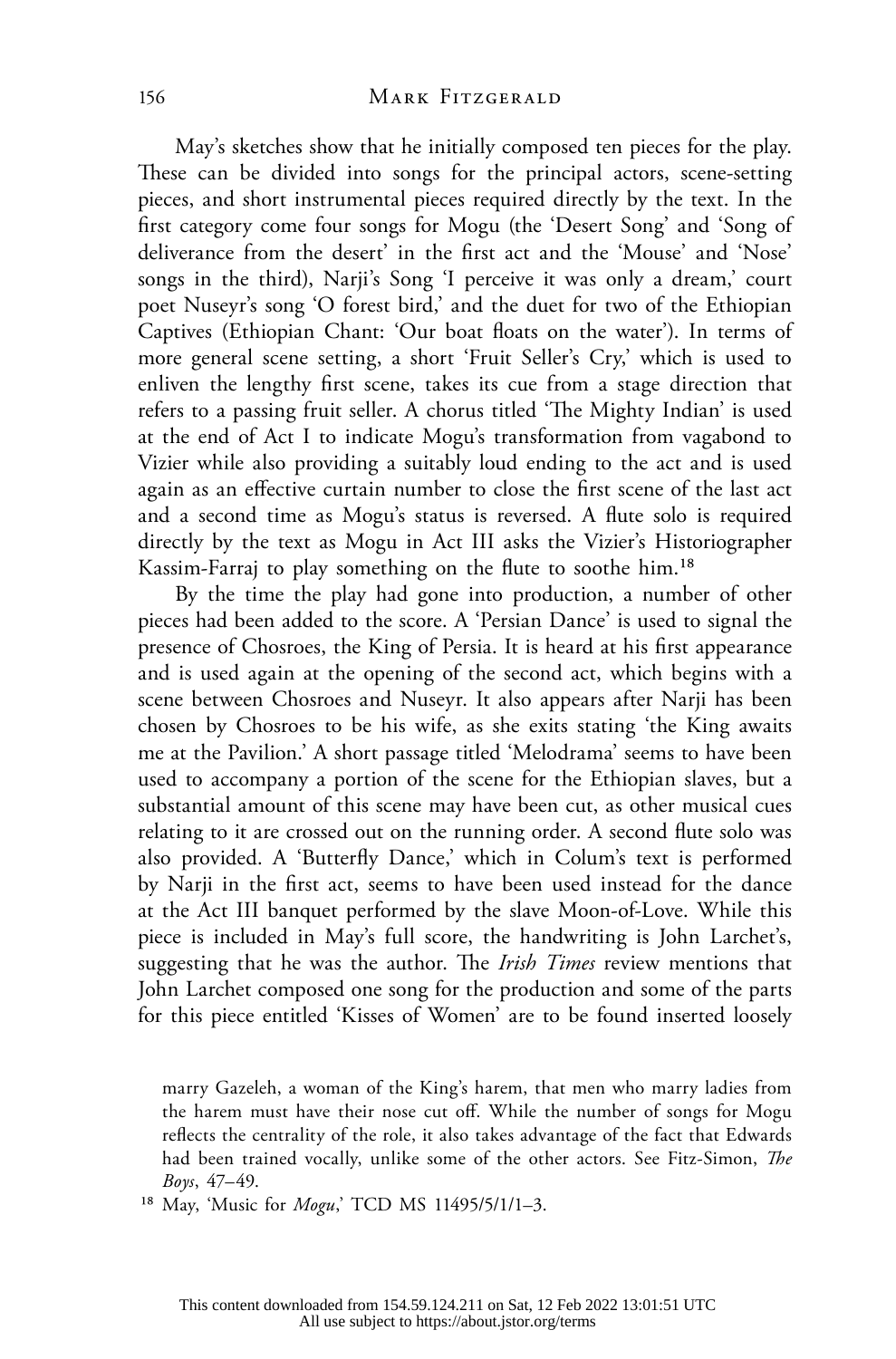May's sketches show that he initially composed ten pieces for the play. These can be divided into songs for the principal actors, scene-setting pieces, and short instrumental pieces required directly by the text. In the first category come four songs for Mogu (the 'Desert Song' and 'Song of deliverance from the desert' in the first act and the 'Mouse' and 'Nose' songs in the third), Narji's Song 'I perceive it was only a dream,' court poet Nuseyr's song 'O forest bird,' and the duet for two of the Ethiopian Captives (Ethiopian Chant: 'Our boat floats on the water'). In terms of more general scene setting, a short 'Fruit Seller's Cry,' which is used to enliven the lengthy first scene, takes its cue from a stage direction that refers to a passing fruit seller. A chorus titled 'The Mighty Indian' is used at the end of Act I to indicate Mogu's transformation from vagabond to Vizier while also providing a suitably loud ending to the act and is used again as an effective curtain number to close the first scene of the last act and a second time as Mogu's status is reversed. A flute solo is required directly by the text as Mogu in Act III asks the Vizier's Historiographer Kassim-Farraj to play something on the flute to soothe him.[18]

By the time the play had gone into production, a number of other pieces had been added to the score. A 'Persian Dance' is used to signal the presence of Chosroes, the King of Persia. It is heard at his first appearance and is used again at the opening of the second act, which begins with a scene between Chosroes and Nuseyr. It also appears after Narji has been chosen by Chosroes to be his wife, as she exits stating 'the King awaits me at the Pavilion.' A short passage titled 'Melodrama' seems to have been used to accompany a portion of the scene for the Ethiopian slaves, but a substantial amount of this scene may have been cut, as other musical cues relating to it are crossed out on the running order. A second flute solo was also provided. A 'Butterfly Dance,' which in Colum's text is performed by Narji in the first act, seems to have been used instead for the dance at the Act III banquet performed by the slave Moon-of-Love. While this piece is included in May's full score, the handwriting is John Larchet's, suggesting that he was the author. The *Irish Times* review mentions that John Larchet composed one song for the production and some of the parts for this piece entitled 'Kisses of Women' are to be found inserted loosely

marry Gazeleh, a woman of the King's harem, that men who marry ladies from the harem must have their nose cut off. While the number of songs for Mogu reflects the centrality of the role, it also takes advantage of the fact that Edwards had been trained vocally, unlike some of the other actors. See Fitz-Simon, *The Boys*, 47–49.

[18] May, 'Music for *Mogu*,' TCD MS 11495/5/1/1–3.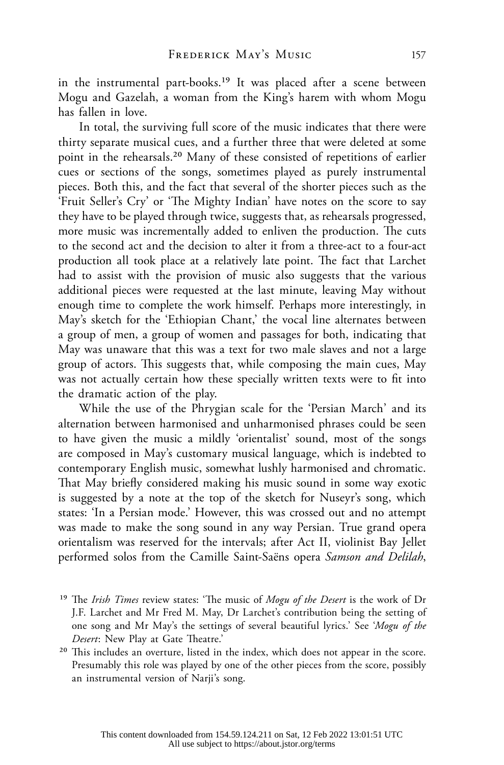in the instrumental part-books.[19] It was placed after a scene between Mogu and Gazelah, a woman from the King's harem with whom Mogu has fallen in love.

In total, the surviving full score of the music indicates that there were thirty separate musical cues, and a further three that were deleted at some point in the rehearsals.[20] Many of these consisted of repetitions of earlier cues or sections of the songs, sometimes played as purely instrumental pieces. Both this, and the fact that several of the shorter pieces such as the 'Fruit Seller's Cry' or 'The Mighty Indian' have notes on the score to say they have to be played through twice, suggests that, as rehearsals progressed, more music was incrementally added to enliven the production. The cuts to the second act and the decision to alter it from a three-act to a four-act production all took place at a relatively late point. The fact that Larchet had to assist with the provision of music also suggests that the various additional pieces were requested at the last minute, leaving May without enough time to complete the work himself. Perhaps more interestingly, in May's sketch for the 'Ethiopian Chant,' the vocal line alternates between a group of men, a group of women and passages for both, indicating that May was unaware that this was a text for two male slaves and not a large group of actors. This suggests that, while composing the main cues, May was not actually certain how these specially written texts were to fit into the dramatic action of the play.

While the use of the Phrygian scale for the 'Persian March' and its alternation between harmonised and unharmonised phrases could be seen to have given the music a mildly 'orientalist' sound, most of the songs are composed in May's customary musical language, which is indebted to contemporary English music, somewhat lushly harmonised and chromatic. That May briefly considered making his music sound in some way exotic is suggested by a note at the top of the sketch for Nuseyr's song, which states: 'In a Persian mode.' However, this was crossed out and no attempt was made to make the song sound in any way Persian. True grand opera orientalism was reserved for the intervals; after Act II, violinist Bay Jellet performed solos from the Camille Saint-Saëns opera *Samson and Delilah*,

[19] The *Irish Times* review states: 'The music of *Mogu of the Desert* is the work of Dr J.F. Larchet and Mr Fred M. May, Dr Larchet's contribution being the setting of one song and Mr May's the settings of several beautiful lyrics.' See '*Mogu of the Desert*: New Play at Gate Theatre.'

[20] This includes an overture, listed in the index, which does not appear in the score. Presumably this role was played by one of the other pieces from the score, possibly an instrumental version of Narji's song.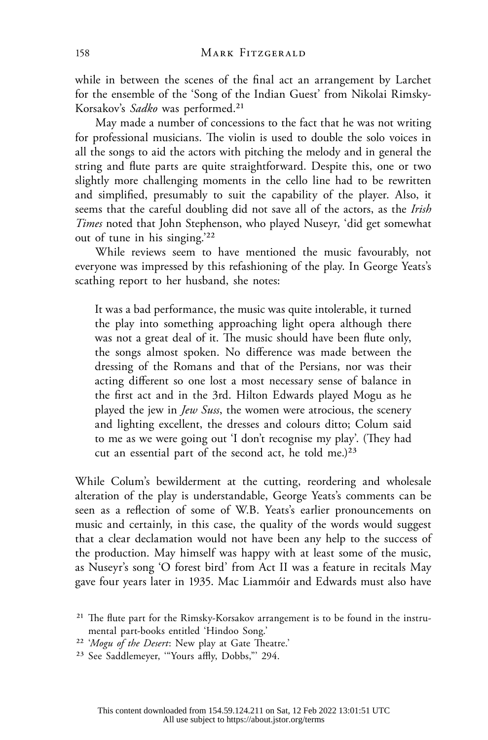while in between the scenes of the final act an arrangement by Larchet for the ensemble of the 'Song of the Indian Guest' from Nikolai Rimsky-Korsakov's *Sadko* was performed.[21]

May made a number of concessions to the fact that he was not writing for professional musicians. The violin is used to double the solo voices in all the songs to aid the actors with pitching the melody and in general the string and flute parts are quite straightforward. Despite this, one or two slightly more challenging moments in the cello line had to be rewritten and simplified, presumably to suit the capability of the player. Also, it seems that the careful doubling did not save all of the actors, as the *Irish Times* noted that John Stephenson, who played Nuseyr, 'did get somewhat out of tune in his singing.'[22]

While reviews seem to have mentioned the music favourably, not everyone was impressed by this refashioning of the play. In George Yeats's scathing report to her husband, she notes:

> It was a bad performance, the music was quite intolerable, it turned the play into something approaching light opera although there was not a great deal of it. The music should have been flute only, the songs almost spoken. No difference was made between the dressing of the Romans and that of the Persians, nor was their acting different so one lost a most necessary sense of balance in the first act and in the 3rd. Hilton Edwards played Mogu as he played the jew in *Jew Suss*, the women were atrocious, the scenery and lighting excellent, the dresses and colours ditto; Colum said to me as we were going out 'I don't recognise my play'. (They had cut an essential part of the second act, he told me.)[23]

While Colum's bewilderment at the cutting, reordering and wholesale alteration of the play is understandable, George Yeats's comments can be seen as a reflection of some of W.B. Yeats's earlier pronouncements on music and certainly, in this case, the quality of the words would suggest that a clear declamation would not have been any help to the success of the production. May himself was happy with at least some of the music, as Nuseyr's song 'O forest bird' from Act II was a feature in recitals May gave four years later in 1935. Mac Liammóir and Edwards must also have

[21] The flute part for the Rimsky-Korsakov arrangement is to be found in the instrumental part-books entitled 'Hindoo Song.'

[22] '*Mogu of the Desert*: New play at Gate Theatre.'

[23] See Saddlemeyer, '"Yours affly, Dobbs,"' 294.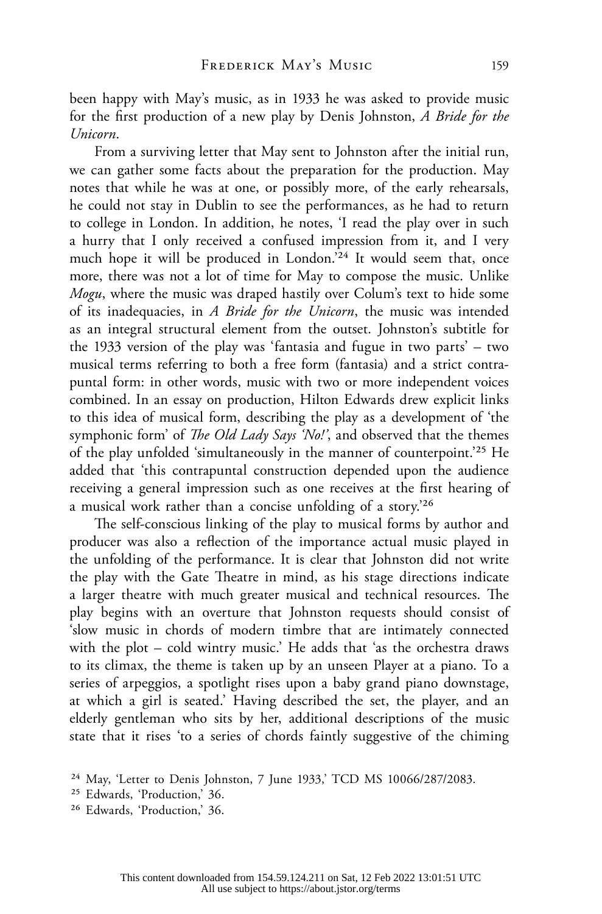been happy with May's music, as in 1933 he was asked to provide music for the first production of a new play by Denis Johnston, *A Bride for the Unicorn*.

From a surviving letter that May sent to Johnston after the initial run, we can gather some facts about the preparation for the production. May notes that while he was at one, or possibly more, of the early rehearsals, he could not stay in Dublin to see the performances, as he had to return to college in London. In addition, he notes, 'I read the play over in such a hurry that I only received a confused impression from it, and I very much hope it will be produced in London.'[24] It would seem that, once more, there was not a lot of time for May to compose the music. Unlike *Mogu*, where the music was draped hastily over Colum's text to hide some of its inadequacies, in *A Bride for the Unicorn*, the music was intended as an integral structural element from the outset. Johnston's subtitle for the 1933 version of the play was 'fantasia and fugue in two parts' – two musical terms referring to both a free form (fantasia) and a strict contrapuntal form: in other words, music with two or more independent voices combined. In an essay on production, Hilton Edwards drew explicit links to this idea of musical form, describing the play as a development of 'the symphonic form' of *The Old Lady Says 'No!'*, and observed that the themes of the play unfolded 'simultaneously in the manner of counterpoint.'[25] He added that 'this contrapuntal construction depended upon the audience receiving a general impression such as one receives at the first hearing of a musical work rather than a concise unfolding of a story.'[26]

The self-conscious linking of the play to musical forms by author and producer was also a reflection of the importance actual music played in the unfolding of the performance. It is clear that Johnston did not write the play with the Gate Theatre in mind, as his stage directions indicate a larger theatre with much greater musical and technical resources. The play begins with an overture that Johnston requests should consist of 'slow music in chords of modern timbre that are intimately connected with the plot – cold wintry music.' He adds that 'as the orchestra draws to its climax, the theme is taken up by an unseen Player at a piano. To a series of arpeggios, a spotlight rises upon a baby grand piano downstage, at which a girl is seated.' Having described the set, the player, and an elderly gentleman who sits by her, additional descriptions of the music state that it rises 'to a series of chords faintly suggestive of the chiming

[24] May, 'Letter to Denis Johnston, 7 June 1933,' TCD MS 10066/287/2083.

[25] Edwards, 'Production,' 36.

[26] Edwards, 'Production,' 36.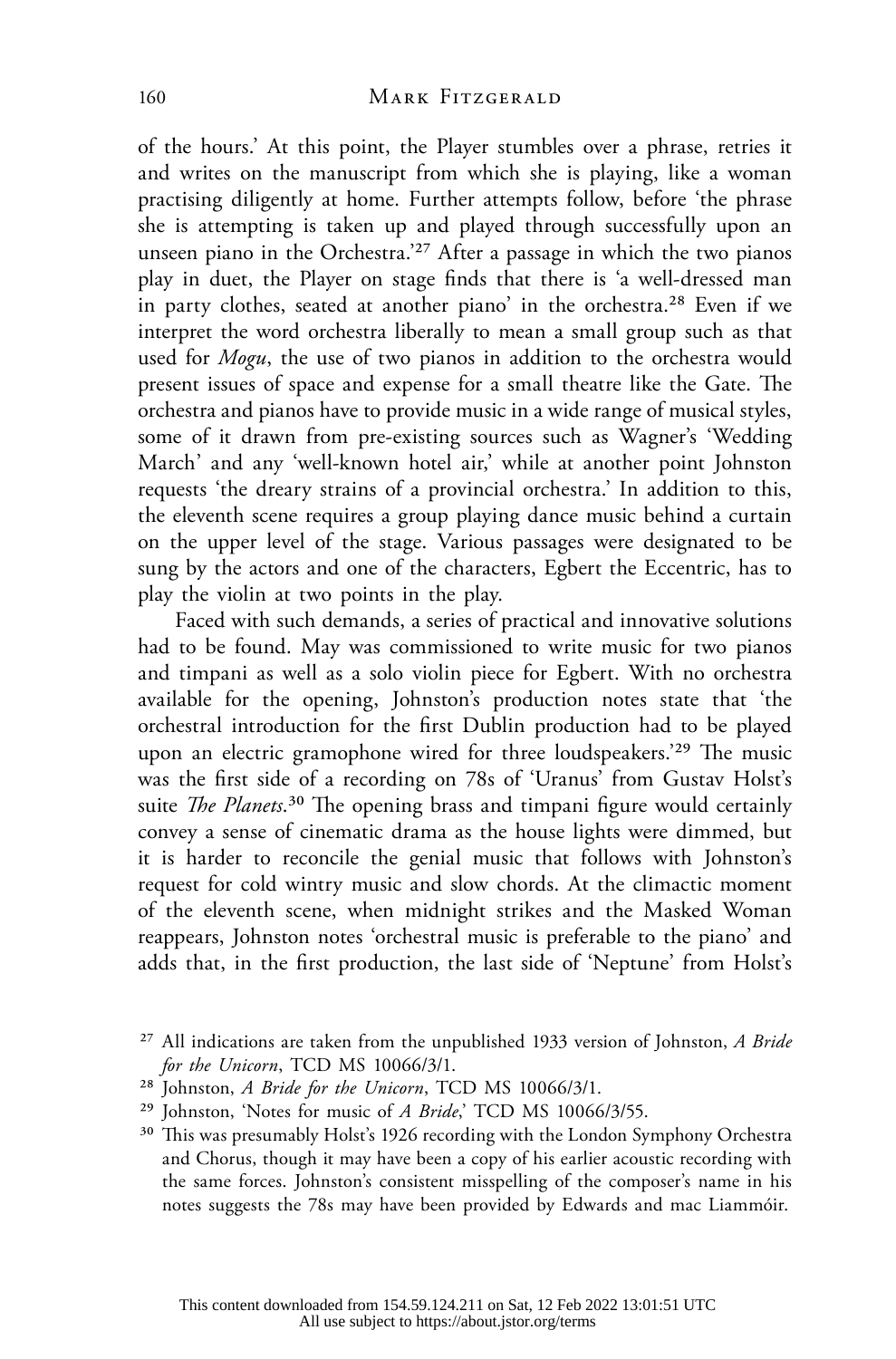of the hours.' At this point, the Player stumbles over a phrase, retries it and writes on the manuscript from which she is playing, like a woman practising diligently at home. Further attempts follow, before 'the phrase she is attempting is taken up and played through successfully upon an unseen piano in the Orchestra.'[27] After a passage in which the two pianos play in duet, the Player on stage finds that there is 'a well-dressed man in party clothes, seated at another piano' in the orchestra.[28] Even if we interpret the word orchestra liberally to mean a small group such as that used for *Mogu*, the use of two pianos in addition to the orchestra would present issues of space and expense for a small theatre like the Gate. The orchestra and pianos have to provide music in a wide range of musical styles, some of it drawn from pre-existing sources such as Wagner's 'Wedding March' and any 'well-known hotel air,' while at another point Johnston requests 'the dreary strains of a provincial orchestra.' In addition to this, the eleventh scene requires a group playing dance music behind a curtain on the upper level of the stage. Various passages were designated to be sung by the actors and one of the characters, Egbert the Eccentric, has to play the violin at two points in the play.

Faced with such demands, a series of practical and innovative solutions had to be found. May was commissioned to write music for two pianos and timpani as well as a solo violin piece for Egbert. With no orchestra available for the opening, Johnston's production notes state that 'the orchestral introduction for the first Dublin production had to be played upon an electric gramophone wired for three loudspeakers.'[29] The music was the first side of a recording on 78s of 'Uranus' from Gustav Holst's suite *The Planets*.[30] The opening brass and timpani figure would certainly convey a sense of cinematic drama as the house lights were dimmed, but it is harder to reconcile the genial music that follows with Johnston's request for cold wintry music and slow chords. At the climactic moment of the eleventh scene, when midnight strikes and the Masked Woman reappears, Johnston notes 'orchestral music is preferable to the piano' and adds that, in the first production, the last side of 'Neptune' from Holst's

[27] All indications are taken from the unpublished 1933 version of Johnston, *A Bride for the Unicorn*, TCD MS 10066/3/1.

[28] Johnston, *A Bride for the Unicorn*, TCD MS 10066/3/1.

[29] Johnston, 'Notes for music of *A Bride*,' TCD MS 10066/3/55.

[30] This was presumably Holst's 1926 recording with the London Symphony Orchestra and Chorus, though it may have been a copy of his earlier acoustic recording with the same forces. Johnston's consistent misspelling of the composer's name in his notes suggests the 78s may have been provided by Edwards and mac Liammóir.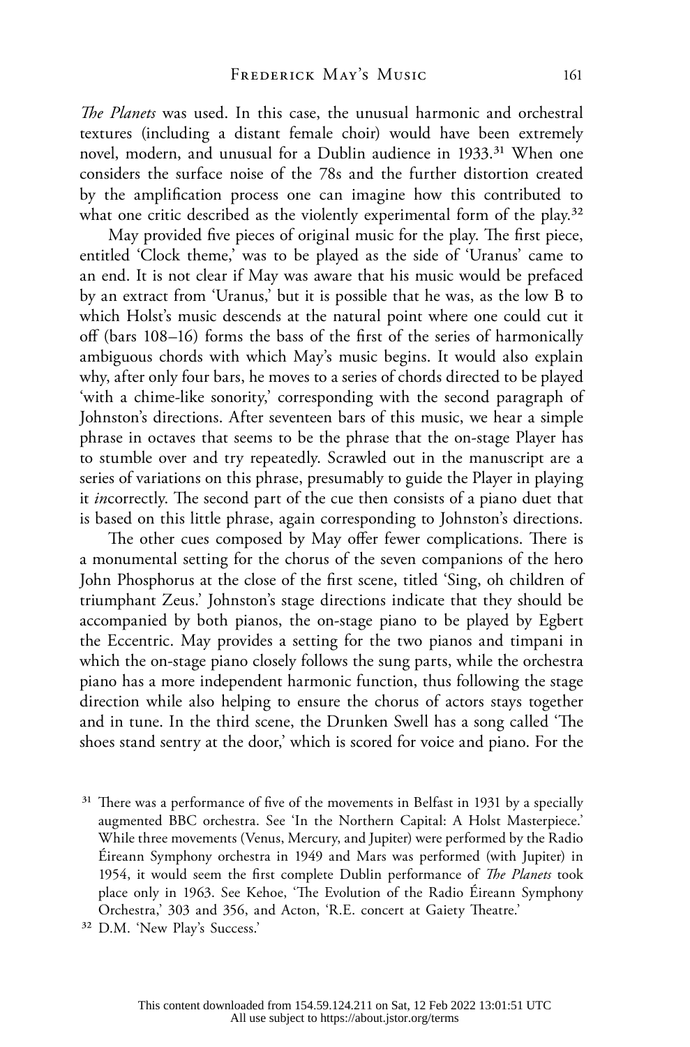*The Planets* was used. In this case, the unusual harmonic and orchestral textures (including a distant female choir) would have been extremely novel, modern, and unusual for a Dublin audience in 1933.[31] When one considers the surface noise of the 78s and the further distortion created by the amplification process one can imagine how this contributed to what one critic described as the violently experimental form of the play.[32]

May provided five pieces of original music for the play. The first piece, entitled 'Clock theme,' was to be played as the side of 'Uranus' came to an end. It is not clear if May was aware that his music would be prefaced by an extract from 'Uranus,' but it is possible that he was, as the low B to which Holst's music descends at the natural point where one could cut it off (bars 108–16) forms the bass of the first of the series of harmonically ambiguous chords with which May's music begins. It would also explain why, after only four bars, he moves to a series of chords directed to be played 'with a chime-like sonority,' corresponding with the second paragraph of Johnston's directions. After seventeen bars of this music, we hear a simple phrase in octaves that seems to be the phrase that the on-stage Player has to stumble over and try repeatedly. Scrawled out in the manuscript are a series of variations on this phrase, presumably to guide the Player in playing it *in*correctly. The second part of the cue then consists of a piano duet that is based on this little phrase, again corresponding to Johnston's directions.

The other cues composed by May offer fewer complications. There is a monumental setting for the chorus of the seven companions of the hero John Phosphorus at the close of the first scene, titled 'Sing, oh children of triumphant Zeus.' Johnston's stage directions indicate that they should be accompanied by both pianos, the on-stage piano to be played by Egbert the Eccentric. May provides a setting for the two pianos and timpani in which the on-stage piano closely follows the sung parts, while the orchestra piano has a more independent harmonic function, thus following the stage direction while also helping to ensure the chorus of actors stays together and in tune. In the third scene, the Drunken Swell has a song called 'The shoes stand sentry at the door,' which is scored for voice and piano. For the

[31] There was a performance of five of the movements in Belfast in 1931 by a specially augmented BBC orchestra. See 'In the Northern Capital: A Holst Masterpiece.' While three movements (Venus, Mercury, and Jupiter) were performed by the Radio Éireann Symphony orchestra in 1949 and Mars was performed (with Jupiter) in 1954, it would seem the first complete Dublin performance of *The Planets* took place only in 1963. See Kehoe, 'The Evolution of the Radio Éireann Symphony Orchestra,' 303 and 356, and Acton, 'R.E. concert at Gaiety Theatre.'

[32] D.M. 'New Play's Success.'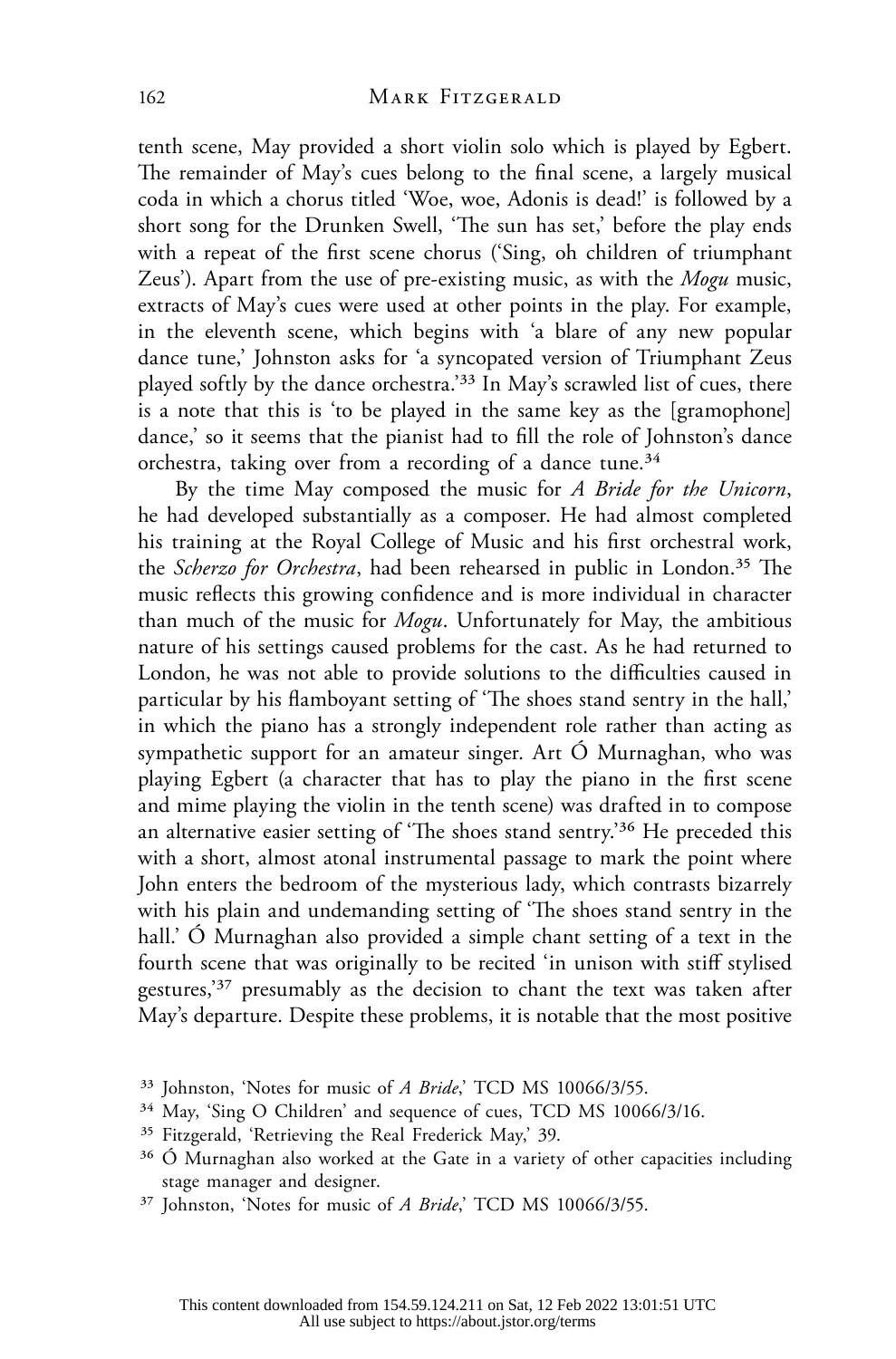tenth scene, May provided a short violin solo which is played by Egbert. The remainder of May's cues belong to the final scene, a largely musical coda in which a chorus titled 'Woe, woe, Adonis is dead!' is followed by a short song for the Drunken Swell, 'The sun has set,' before the play ends with a repeat of the first scene chorus ('Sing, oh children of triumphant Zeus'). Apart from the use of pre-existing music, as with the *Mogu* music, extracts of May's cues were used at other points in the play. For example, in the eleventh scene, which begins with 'a blare of any new popular dance tune,' Johnston asks for 'a syncopated version of Triumphant Zeus played softly by the dance orchestra.'[33] In May's scrawled list of cues, there is a note that this is 'to be played in the same key as the [gramophone] dance,' so it seems that the pianist had to fill the role of Johnston's dance orchestra, taking over from a recording of a dance tune.[34]

By the time May composed the music for *A Bride for the Unicorn*, he had developed substantially as a composer. He had almost completed his training at the Royal College of Music and his first orchestral work, the *Scherzo for Orchestra*, had been rehearsed in public in London.[35] The music reflects this growing confidence and is more individual in character than much of the music for *Mogu*. Unfortunately for May, the ambitious nature of his settings caused problems for the cast. As he had returned to London, he was not able to provide solutions to the difficulties caused in particular by his flamboyant setting of 'The shoes stand sentry in the hall,' in which the piano has a strongly independent role rather than acting as sympathetic support for an amateur singer. Art Ó Murnaghan, who was playing Egbert (a character that has to play the piano in the first scene and mime playing the violin in the tenth scene) was drafted in to compose an alternative easier setting of 'The shoes stand sentry.'[36] He preceded this with a short, almost atonal instrumental passage to mark the point where John enters the bedroom of the mysterious lady, which contrasts bizarrely with his plain and undemanding setting of 'The shoes stand sentry in the hall.' Ó Murnaghan also provided a simple chant setting of a text in the fourth scene that was originally to be recited 'in unison with stiff stylised gestures,'[37] presumably as the decision to chant the text was taken after May's departure. Despite these problems, it is notable that the most positive

[33] Johnston, 'Notes for music of *A Bride*,' TCD MS 10066/3/55.

[34] May, 'Sing O Children' and sequence of cues, TCD MS 10066/3/16.

[35] Fitzgerald, 'Retrieving the Real Frederick May,' 39.

[36] Ó Murnaghan also worked at the Gate in a variety of other capacities including stage manager and designer.

[37] Johnston, 'Notes for music of *A Bride*,' TCD MS 10066/3/55.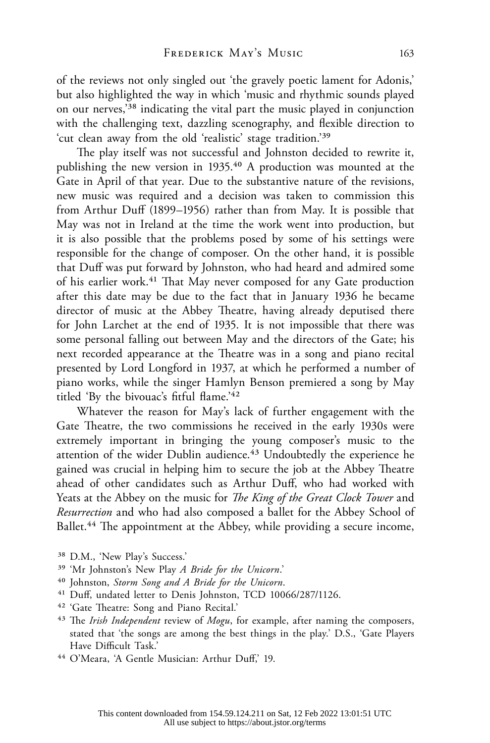of the reviews not only singled out 'the gravely poetic lament for Adonis,' but also highlighted the way in which 'music and rhythmic sounds played on our nerves,'[38] indicating the vital part the music played in conjunction with the challenging text, dazzling scenography, and flexible direction to 'cut clean away from the old 'realistic' stage tradition.'[39]

The play itself was not successful and Johnston decided to rewrite it, publishing the new version in 1935.[40] A production was mounted at the Gate in April of that year. Due to the substantive nature of the revisions, new music was required and a decision was taken to commission this from Arthur Duff (1899–1956) rather than from May. It is possible that May was not in Ireland at the time the work went into production, but it is also possible that the problems posed by some of his settings were responsible for the change of composer. On the other hand, it is possible that Duff was put forward by Johnston, who had heard and admired some of his earlier work.[41] That May never composed for any Gate production after this date may be due to the fact that in January 1936 he became director of music at the Abbey Theatre, having already deputised there for John Larchet at the end of 1935. It is not impossible that there was some personal falling out between May and the directors of the Gate; his next recorded appearance at the Theatre was in a song and piano recital presented by Lord Longford in 1937, at which he performed a number of piano works, while the singer Hamlyn Benson premiered a song by May titled 'By the bivouac's fitful flame.'[42]

Whatever the reason for May's lack of further engagement with the Gate Theatre, the two commissions he received in the early 1930s were extremely important in bringing the young composer's music to the attention of the wider Dublin audience.[43] Undoubtedly the experience he gained was crucial in helping him to secure the job at the Abbey Theatre ahead of other candidates such as Arthur Duff, who had worked with Yeats at the Abbey on the music for *The King of the Great Clock Tower* and *Resurrection* and who had also composed a ballet for the Abbey School of Ballet.[44] The appointment at the Abbey, while providing a secure income,

[38] D.M., 'New Play's Success.'

[39] 'Mr Johnston's New Play *A Bride for the Unicorn*.'

[40] Johnston, *Storm Song and A Bride for the Unicorn*.

[41] Duff, undated letter to Denis Johnston, TCD 10066/287/1126.

[42] 'Gate Theatre: Song and Piano Recital.'

[43] The *Irish Independent* review of *Mogu*, for example, after naming the composers, stated that 'the songs are among the best things in the play.' D.S., 'Gate Players Have Difficult Task.'

[44] O'Meara, 'A Gentle Musician: Arthur Duff,' 19.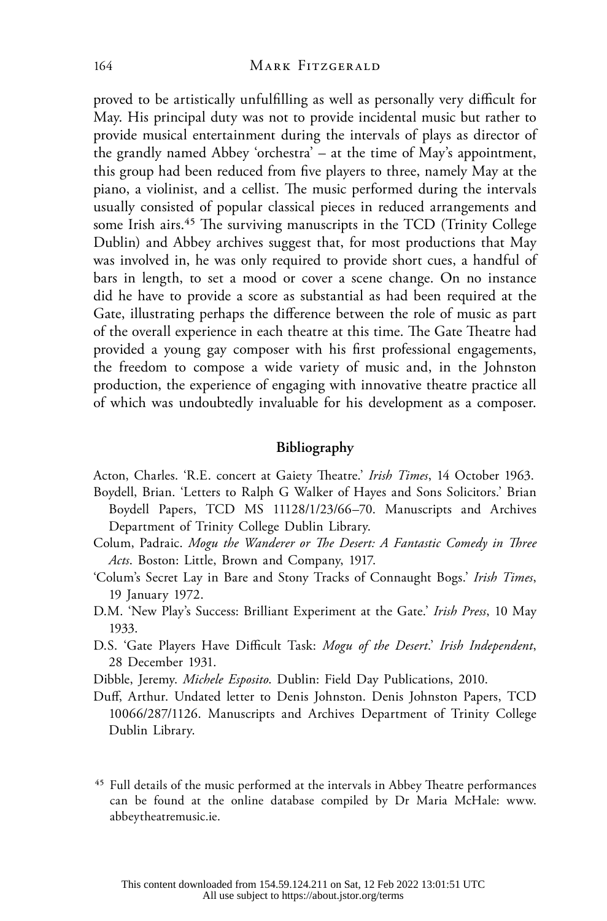proved to be artistically unfulfilling as well as personally very difficult for May. His principal duty was not to provide incidental music but rather to provide musical entertainment during the intervals of plays as director of the grandly named Abbey 'orchestra' – at the time of May's appointment, this group had been reduced from five players to three, namely May at the piano, a violinist, and a cellist. The music performed during the intervals usually consisted of popular classical pieces in reduced arrangements and some Irish airs.[45] The surviving manuscripts in the TCD (Trinity College Dublin) and Abbey archives suggest that, for most productions that May was involved in, he was only required to provide short cues, a handful of bars in length, to set a mood or cover a scene change. On no instance did he have to provide a score as substantial as had been required at the Gate, illustrating perhaps the difference between the role of music as part of the overall experience in each theatre at this time. The Gate Theatre had provided a young gay composer with his first professional engagements, the freedom to compose a wide variety of music and, in the Johnston production, the experience of engaging with innovative theatre practice all of which was undoubtedly invaluable for his development as a composer.

## Bibliography

Acton, Charles. 'R.E. concert at Gaiety Theatre.' *Irish Times*, 14 October 1963.

Boydell, Brian. 'Letters to Ralph G Walker of Hayes and Sons Solicitors.' Brian Boydell Papers, TCD MS 11128/1/23/66–70. Manuscripts and Archives Department of Trinity College Dublin Library.

Colum, Padraic. *Mogu the Wanderer or The Desert: A Fantastic Comedy in Three Acts*. Boston: Little, Brown and Company, 1917.

'Colum's Secret Lay in Bare and Stony Tracks of Connaught Bogs.' *Irish Times*, 19 January 1972.

D.M. 'New Play's Success: Brilliant Experiment at the Gate.' *Irish Press*, 10 May 1933.

D.S. 'Gate Players Have Difficult Task: *Mogu of the Desert*.' *Irish Independent*, 28 December 1931.

Dibble, Jeremy. *Michele Esposito*. Dublin: Field Day Publications, 2010.

Duff, Arthur. Undated letter to Denis Johnston. Denis Johnston Papers, TCD 10066/287/1126. Manuscripts and Archives Department of Trinity College Dublin Library.

[45] Full details of the music performed at the intervals in Abbey Theatre performances can be found at the online database compiled by Dr Maria McHale: www.abbeytheatremusic.ie.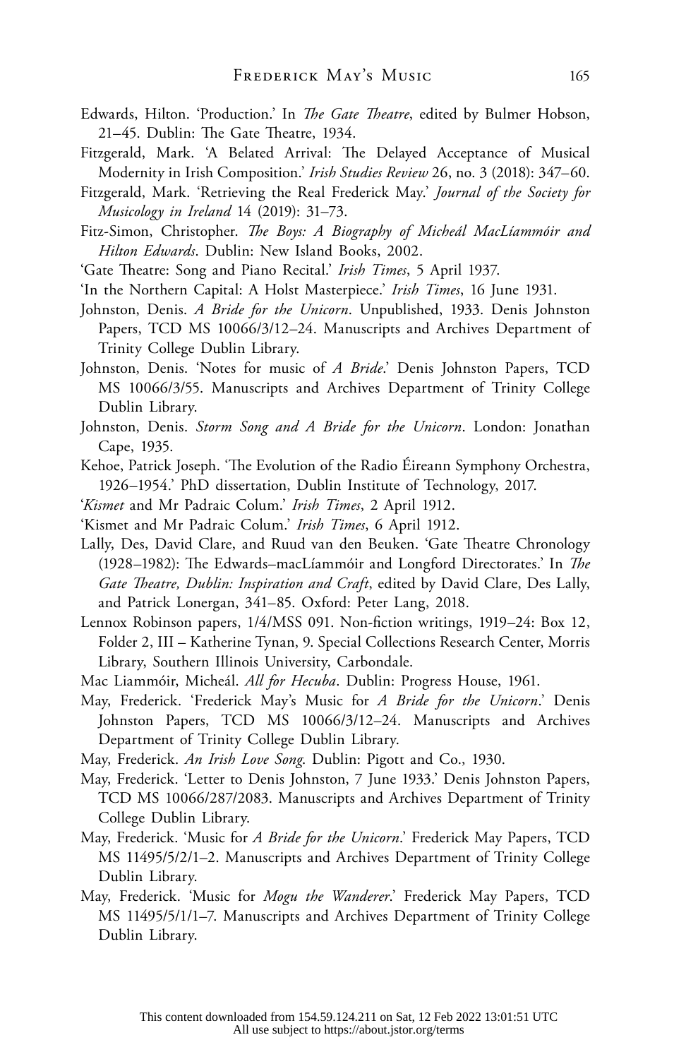Edwards, Hilton. 'Production.' In *The Gate Theatre*, edited by Bulmer Hobson, 21–45. Dublin: The Gate Theatre, 1934.

Fitzgerald, Mark. 'A Belated Arrival: The Delayed Acceptance of Musical Modernity in Irish Composition.' *Irish Studies Review* 26, no. 3 (2018): 347–60.

Fitzgerald, Mark. 'Retrieving the Real Frederick May.' *Journal of the Society for Musicology in Ireland* 14 (2019): 31–73.

Fitz-Simon, Christopher. *The Boys: A Biography of Micheál MacLíammóir and Hilton Edwards*. Dublin: New Island Books, 2002.

'Gate Theatre: Song and Piano Recital.' *Irish Times*, 5 April 1937.

'In the Northern Capital: A Holst Masterpiece.' *Irish Times*, 16 June 1931.

Johnston, Denis. *A Bride for the Unicorn*. Unpublished, 1933. Denis Johnston Papers, TCD MS 10066/3/12–24. Manuscripts and Archives Department of Trinity College Dublin Library.

Johnston, Denis. 'Notes for music of *A Bride*.' Denis Johnston Papers, TCD MS 10066/3/55. Manuscripts and Archives Department of Trinity College Dublin Library.

Johnston, Denis. *Storm Song and A Bride for the Unicorn*. London: Jonathan Cape, 1935.

Kehoe, Patrick Joseph. 'The Evolution of the Radio Éireann Symphony Orchestra, 1926–1954.' PhD dissertation, Dublin Institute of Technology, 2017.

'*Kismet* and Mr Padraic Colum.' *Irish Times*, 2 April 1912.

'Kismet and Mr Padraic Colum.' *Irish Times*, 6 April 1912.

Lally, Des, David Clare, and Ruud van den Beuken. 'Gate Theatre Chronology (1928–1982): The Edwards–macLíammóir and Longford Directorates.' In *The Gate Theatre, Dublin: Inspiration and Craft*, edited by David Clare, Des Lally, and Patrick Lonergan, 341–85. Oxford: Peter Lang, 2018.

Lennox Robinson papers, 1/4/MSS 091. Non-fiction writings, 1919–24: Box 12, Folder 2, III – Katherine Tynan, 9. Special Collections Research Center, Morris Library, Southern Illinois University, Carbondale.

Mac Liammóir, Micheál. *All for Hecuba*. Dublin: Progress House, 1961.

May, Frederick. 'Frederick May's Music for *A Bride for the Unicorn*.' Denis Johnston Papers, TCD MS 10066/3/12–24. Manuscripts and Archives Department of Trinity College Dublin Library.

May, Frederick. *An Irish Love Song*. Dublin: Pigott and Co., 1930.

May, Frederick. 'Letter to Denis Johnston, 7 June 1933.' Denis Johnston Papers, TCD MS 10066/287/2083. Manuscripts and Archives Department of Trinity College Dublin Library.

May, Frederick. 'Music for *A Bride for the Unicorn*.' Frederick May Papers, TCD MS 11495/5/2/1–2. Manuscripts and Archives Department of Trinity College Dublin Library.

May, Frederick. 'Music for *Mogu the Wanderer*.' Frederick May Papers, TCD MS 11495/5/1/1–7. Manuscripts and Archives Department of Trinity College Dublin Library.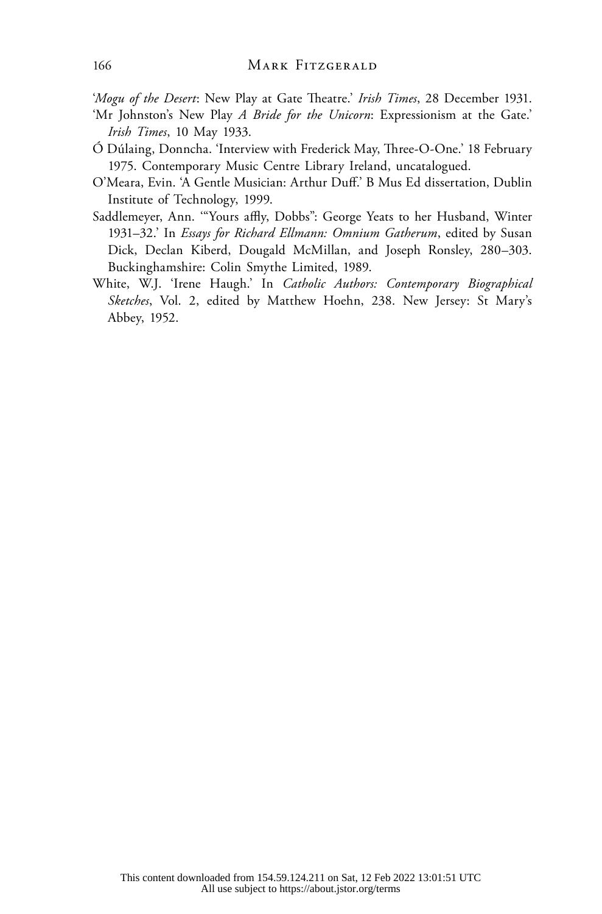'*Mogu of the Desert*: New Play at Gate Theatre.' *Irish Times*, 28 December 1931.

'Mr Johnston's New Play *A Bride for the Unicorn*: Expressionism at the Gate.' *Irish Times*, 10 May 1933.

Ó Dúlaing, Donncha. 'Interview with Frederick May, Three-O-One.' 18 February 1975. Contemporary Music Centre Library Ireland, uncatalogued.

O'Meara, Evin. 'A Gentle Musician: Arthur Duff.' B Mus Ed dissertation, Dublin Institute of Technology, 1999.

Saddlemeyer, Ann. '"Yours affly, Dobbs": George Yeats to her Husband, Winter 1931–32.' In *Essays for Richard Ellmann: Omnium Gatherum*, edited by Susan Dick, Declan Kiberd, Dougald McMillan, and Joseph Ronsley, 280–303. Buckinghamshire: Colin Smythe Limited, 1989.

White, W.J. 'Irene Haugh.' In *Catholic Authors: Contemporary Biographical Sketches*, Vol. 2, edited by Matthew Hoehn, 238. New Jersey: St Mary's Abbey, 1952.